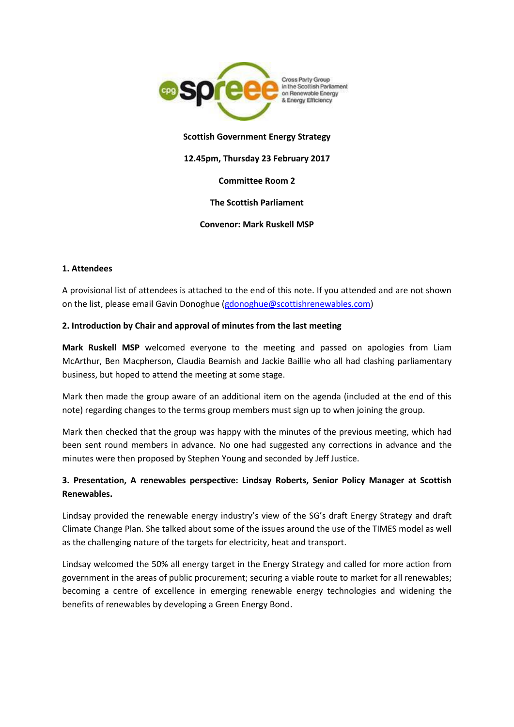**Scottish Government Energy Strategy**

**12.45pm, Thursday 23 February 2017**

**Committee Room 2**

**The Scottish Parliament**

**Convenor: Mark Ruskell MSP**

### 1. Attendees

A provisional list of attendees is attached to the end of this note. If you attended and are not shown on the list, please email Gavin Donoghue (gdonoghue@scottishrenewables.com)

### 2. Introduction by Chair and approval of minutes from the last meeting

**Mark Ruskell MSP** welcomed everyone to the meeting and passed on apologies from Liam McArthur, Ben Macpherson, Claudia Beamish and Jackie Baillie who all had clashing parliamentary business, but hoped to attend the meeting at some stage.

Mark then made the group aware of an additional item on the agenda (included at the end of this note) regarding changes to the terms group members must sign up to when joining the group.

Mark then checked that the group was happy with the minutes of the previous meeting, which had been sent round members in advance. No one had suggested any corrections in advance and the minutes were then proposed by Stephen Young and seconded by Jeff Justice.

### 3. Presentation, A renewables perspective: Lindsay Roberts, Senior Policy Manager at Scottish Renewables.

Lindsay provided the renewable energy industry's view of the SG's draft Energy Strategy and draft Climate Change Plan. She talked about some of the issues around the use of the TIMES model as well as the challenging nature of the targets for electricity, heat and transport.

Lindsay welcomed the 50% all energy target in the Energy Strategy and called for more action from government in the areas of public procurement; securing a viable route to market for all renewables; becoming a centre of excellence in emerging renewable energy technologies and widening the benefits of renewables by developing a Green Energy Bond.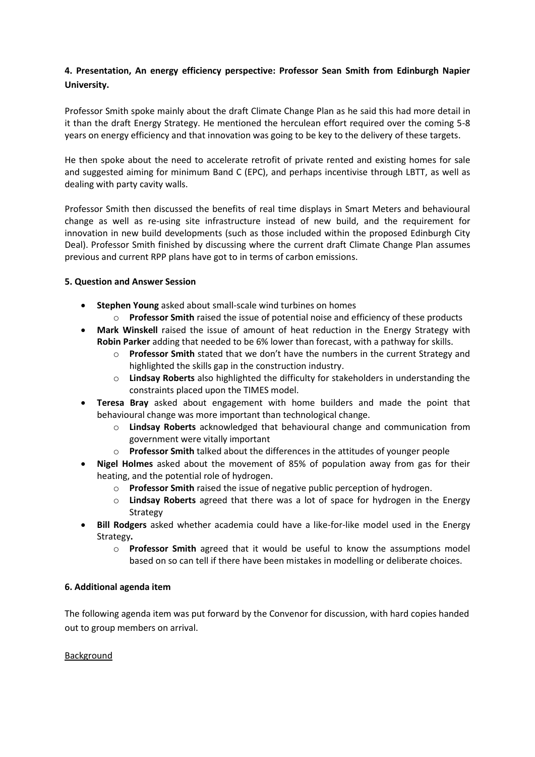### 4. Presentation, An energy efficiency perspective: Professor Sean Smith from Edinburgh Napier University.

Professor Smith spoke mainly about the draft Climate Change Plan as he said this had more detail in it than the draft Energy Strategy. He mentioned the herculean effort required over the coming 5-8 years on energy efficiency and that innovation was going to be key to the delivery of these targets.

He then spoke about the need to accelerate retrofit of private rented and existing homes for sale and suggested aiming for minimum Band C (EPC), and perhaps incentivise through LBTT, as well as dealing with party cavity walls.

Professor Smith then discussed the benefits of real time displays in Smart Meters and behavioural change as well as re-using site infrastructure instead of new build, and the requirement for innovation in new build developments (such as those included within the proposed Edinburgh City Deal). Professor Smith finished by discussing where the current draft Climate Change Plan assumes previous and current RPP plans have got to in terms of carbon emissions.

### 5. Question and Answer Session

- **Stephen Young** asked about small-scale wind turbines on homes
  - **Professor Smith** raised the issue of potential noise and efficiency of these products
- **Mark Winskell** raised the issue of amount of heat reduction in the Energy Strategy with **Robin Parker** adding that needed to be 6% lower than forecast, with a pathway for skills.
  - **Professor Smith** stated that we don't have the numbers in the current Strategy and highlighted the skills gap in the construction industry.
  - **Lindsay Roberts** also highlighted the difficulty for stakeholders in understanding the constraints placed upon the TIMES model.
- **Teresa Bray** asked about engagement with home builders and made the point that behavioural change was more important than technological change.
  - **Lindsay Roberts** acknowledged that behavioural change and communication from government were vitally important
  - **Professor Smith** talked about the differences in the attitudes of younger people
- **Nigel Holmes** asked about the movement of 85% of population away from gas for their heating, and the potential role of hydrogen.
  - **Professor Smith** raised the issue of negative public perception of hydrogen.
  - **Lindsay Roberts** agreed that there was a lot of space for hydrogen in the Energy Strategy
- **Bill Rodgers** asked whether academia could have a like-for-like model used in the Energy Strategy**.**
  - **Professor Smith** agreed that it would be useful to know the assumptions model based on so can tell if there have been mistakes in modelling or deliberate choices.

### 6. Additional agenda item

The following agenda item was put forward by the Convenor for discussion, with hard copies handed out to group members on arrival.

<u>Background</u>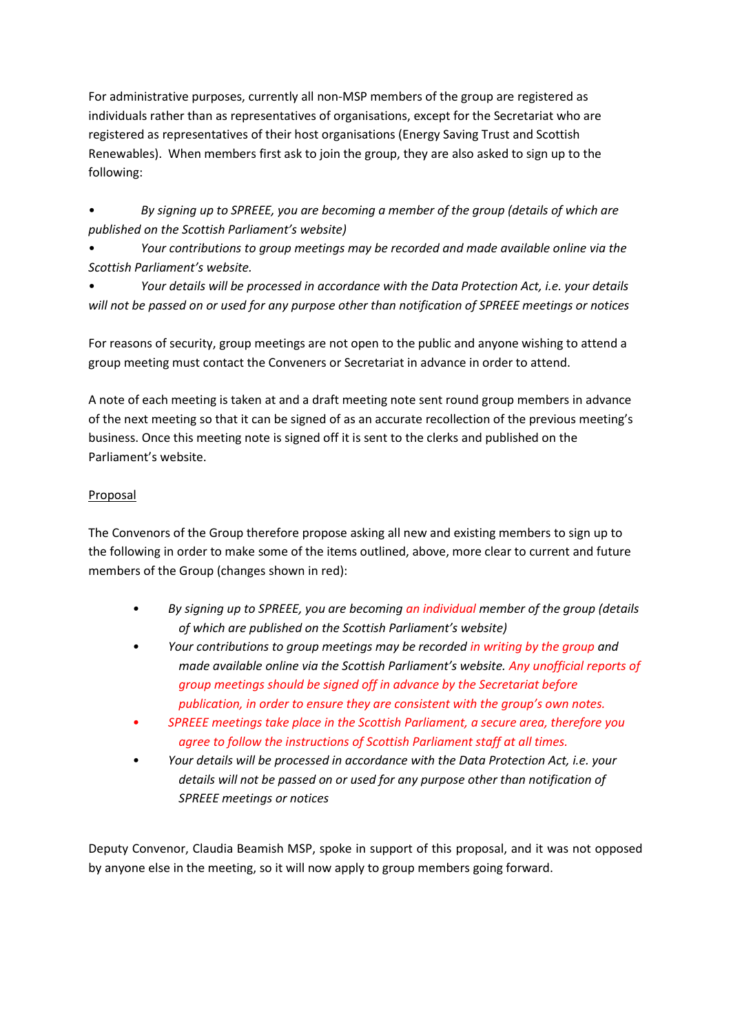For administrative purposes, currently all non-MSP members of the group are registered as individuals rather than as representatives of organisations, except for the Secretariat who are registered as representatives of their host organisations (Energy Saving Trust and Scottish Renewables). When members first ask to join the group, they are also asked to sign up to the following:

- *By signing up to SPREEE, you are becoming a member of the group (details of which are published on the Scottish Parliament's website)*
- *Your contributions to group meetings may be recorded and made available online via the Scottish Parliament's website.*
- *Your details will be processed in accordance with the Data Protection Act, i.e. your details will not be passed on or used for any purpose other than notification of SPREEE meetings or notices*

For reasons of security, group meetings are not open to the public and anyone wishing to attend a group meeting must contact the Conveners or Secretariat in advance in order to attend.

A note of each meeting is taken at and a draft meeting note sent round group members in advance of the next meeting so that it can be signed of as an accurate recollection of the previous meeting's business. Once this meeting note is signed off it is sent to the clerks and published on the Parliament's website.

<u>Proposal</u>

The Convenors of the Group therefore propose asking all new and existing members to sign up to the following in order to make some of the items outlined, above, more clear to current and future members of the Group (changes shown in red):

- *By signing up to SPREEE, you are becoming an individual member of the group (details of which are published on the Scottish Parliament's website)*
- *Your contributions to group meetings may be recorded in writing by the group and made available online via the Scottish Parliament's website. Any unofficial reports of group meetings should be signed off in advance by the Secretariat before publication, in order to ensure they are consistent with the group's own notes.*
- *SPREEE meetings take place in the Scottish Parliament, a secure area, therefore you agree to follow the instructions of Scottish Parliament staff at all times.*
- *Your details will be processed in accordance with the Data Protection Act, i.e. your details will not be passed on or used for any purpose other than notification of SPREEE meetings or notices*

Deputy Convenor, Claudia Beamish MSP, spoke in support of this proposal, and it was not opposed by anyone else in the meeting, so it will now apply to group members going forward.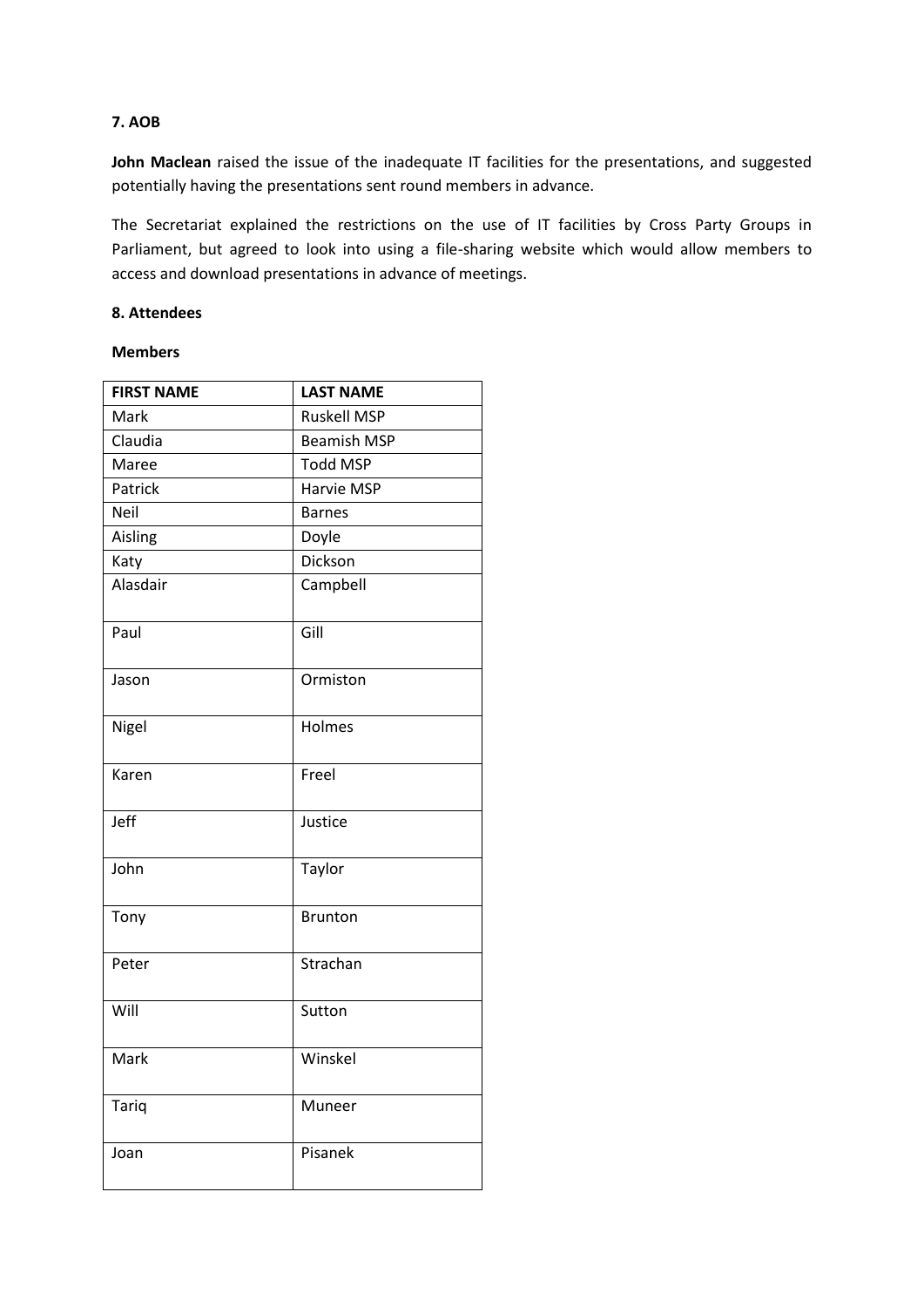**7. AOB**

**John Maclean** raised the issue of the inadequate IT facilities for the presentations, and suggested potentially having the presentations sent round members in advance.

The Secretariat explained the restrictions on the use of IT facilities by Cross Party Groups in Parliament, but agreed to look into using a file-sharing website which would allow members to access and download presentations in advance of meetings.

**8. Attendees**

**Members**

| FIRST NAME | LAST NAME |
|---|---|
| Mark | Ruskell MSP |
| Claudia | Beamish MSP |
| Maree | Todd MSP |
| Patrick | Harvie MSP |
| Neil | Barnes |
| Aisling | Doyle |
| Katy | Dickson |
| Alasdair | Campbell |
| Paul | Gill |
| Jason | Ormiston |
| Nigel | Holmes |
| Karen | Freel |
| Jeff | Justice |
| John | Taylor |
| Tony | Brunton |
| Peter | Strachan |
| Will | Sutton |
| Mark | Winskel |
| Tariq | Muneer |
| Joan | Pisanek |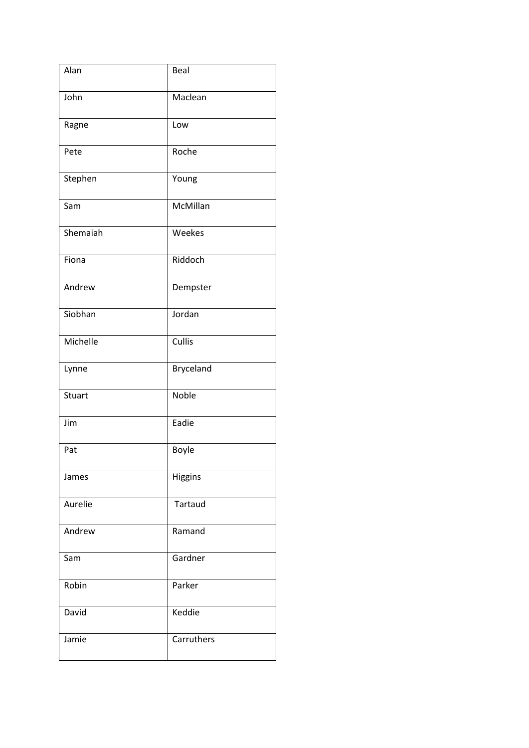| Alan | Beal |
| --- | --- |
| John | Maclean |
| Ragne | Low |
| Pete | Roche |
| Stephen | Young |
| Sam | McMillan |
| Shemaiah | Weekes |
| Fiona | Riddoch |
| Andrew | Dempster |
| Siobhan | Jordan |
| Michelle | Cullis |
| Lynne | Bryceland |
| Stuart | Noble |
| Jim | Eadie |
| Pat | Boyle |
| James | Higgins |
| Aurelie | Tartaud |
| Andrew | Ramand |
| Sam | Gardner |
| Robin | Parker |
| David | Keddie |
| Jamie | Carruthers |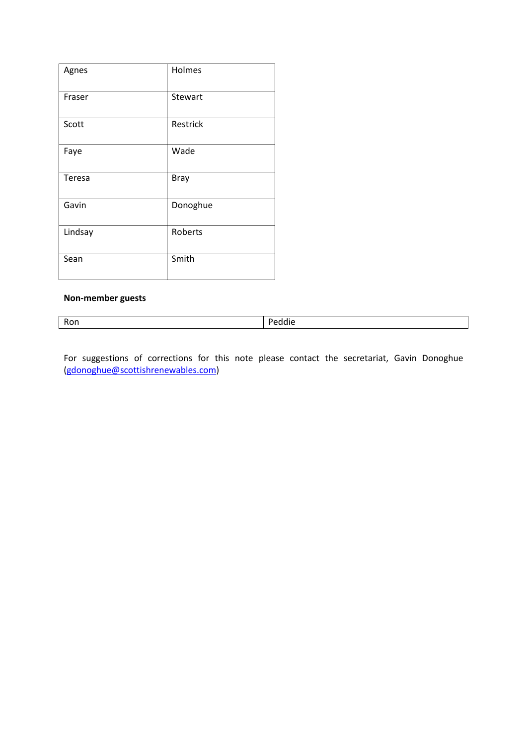| | |
|---|---|
| Agnes | Holmes |
| Fraser | Stewart |
| Scott | Restrick |
| Faye | Wade |
| Teresa | Bray |
| Gavin | Donoghue |
| Lindsay | Roberts |
| Sean | Smith |

**Non-member guests**

| | |
|---|---|
| Ron | Peddie |

For suggestions of corrections for this note please contact the secretariat, Gavin Donoghue (gdonoghue@scottishrenewables.com)